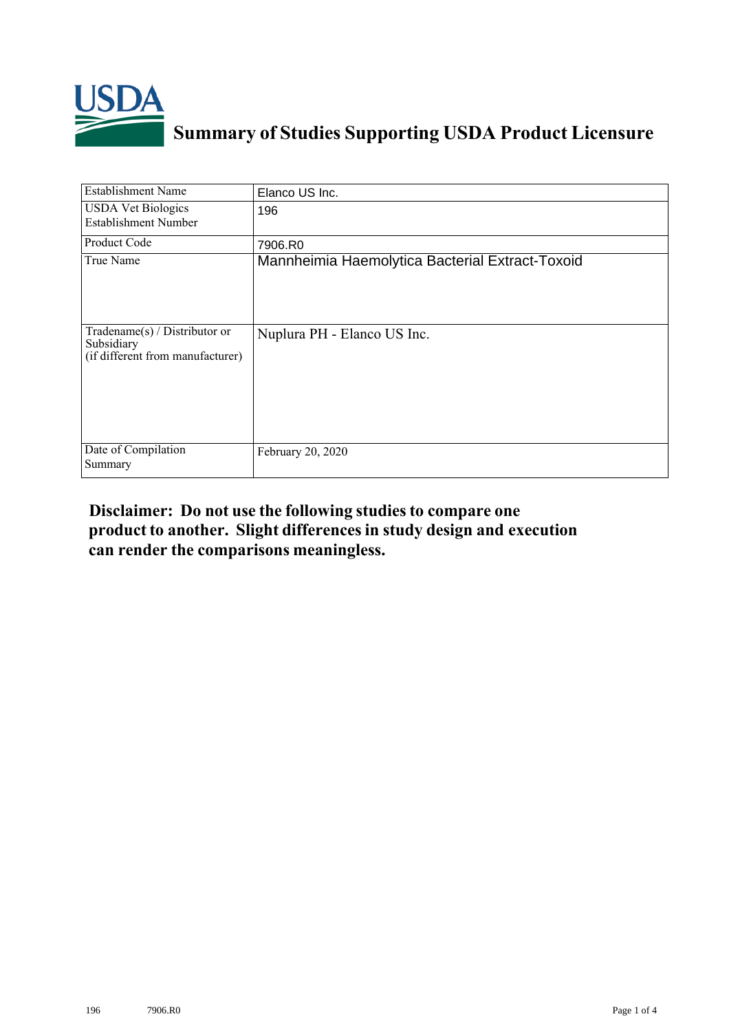# Summary of Studies Supporting USDA Product Licensure

| | |
|---|---|
| Establishment Name | Elanco US Inc. |
| USDA Vet Biologics Establishment Number | 196 |
| Product Code | 7906.R0 |
| True Name | Mannheimia Haemolytica Bacterial Extract-Toxoid |
| Tradename(s) / Distributor or Subsidiary (if different from manufacturer) | Nuplura PH - Elanco US Inc. |
| Date of Compilation Summary | February 20, 2020 |

**Disclaimer: Do not use the following studies to compare one product to another. Slight differences in study design and execution can render the comparisons meaningless.**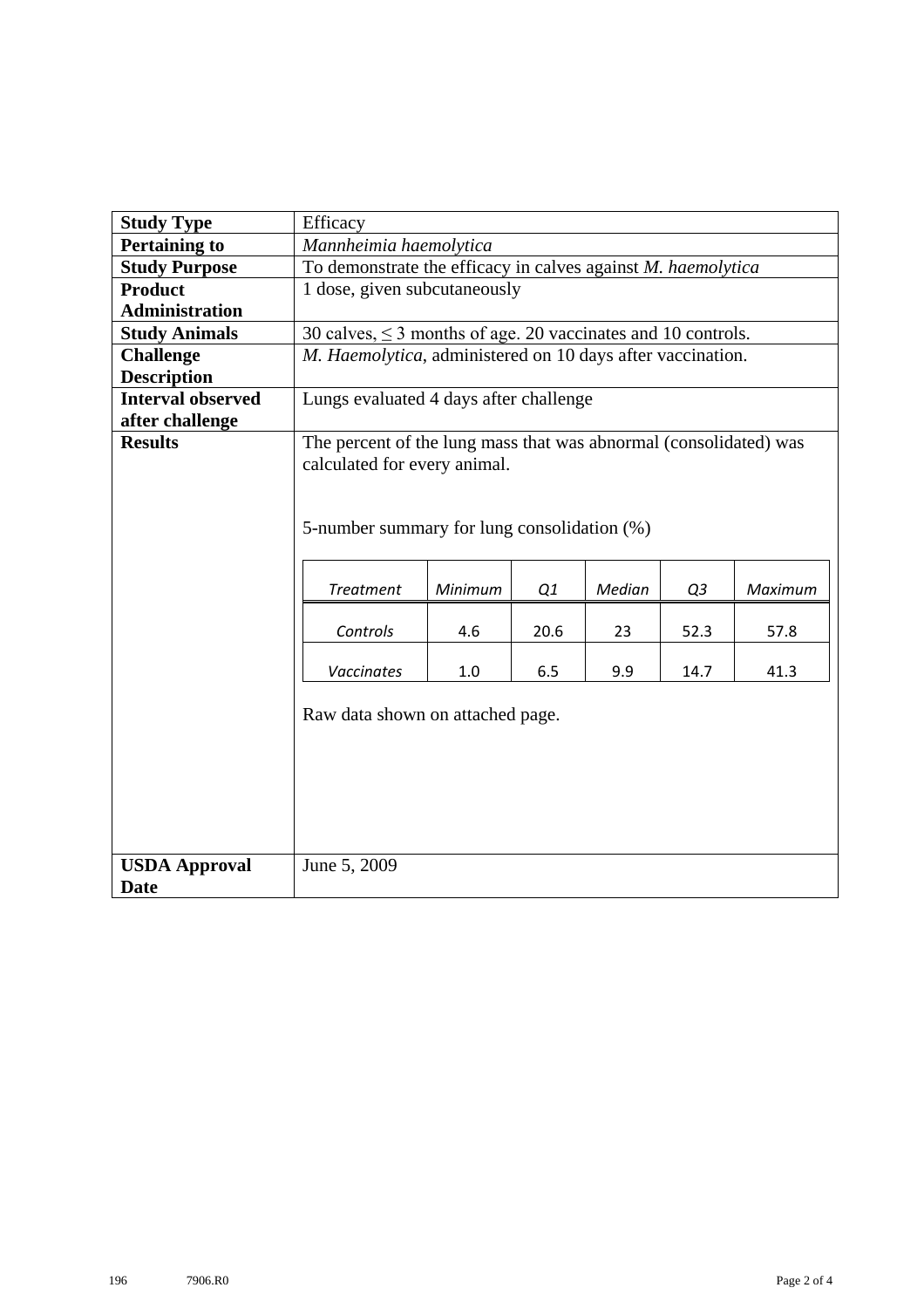| Study Type | Efficacy |
|---|---|
| **Pertaining to** | *Mannheimia haemolytica* |
| **Study Purpose** | To demonstrate the efficacy in calves against *M. haemolytica* |
| **Product Administration** | 1 dose, given subcutaneously |
| **Study Animals** | 30 calves, ≤ 3 months of age. 20 vaccinates and 10 controls. |
| **Challenge Description** | *M. Haemolytica*, administered on 10 days after vaccination. |
| **Interval observed after challenge** | Lungs evaluated 4 days after challenge |
| **Results** | The percent of the lung mass that was abnormal (consolidated) was calculated for every animal. 5-number summary for lung consolidation (%) (see table below). Raw data shown on attached page. |
| **USDA Approval Date** | June 5, 2009 |

5-number summary for lung consolidation (%)

| *Treatment* | *Minimum* | *Q1* | *Median* | *Q3* | *Maximum* |
|---|---|---|---|---|---|
| *Controls* | 4.6 | 20.6 | 23 | 52.3 | 57.8 |
| *Vaccinates* | 1.0 | 6.5 | 9.9 | 14.7 | 41.3 |

Raw data shown on attached page.

196 7906.R0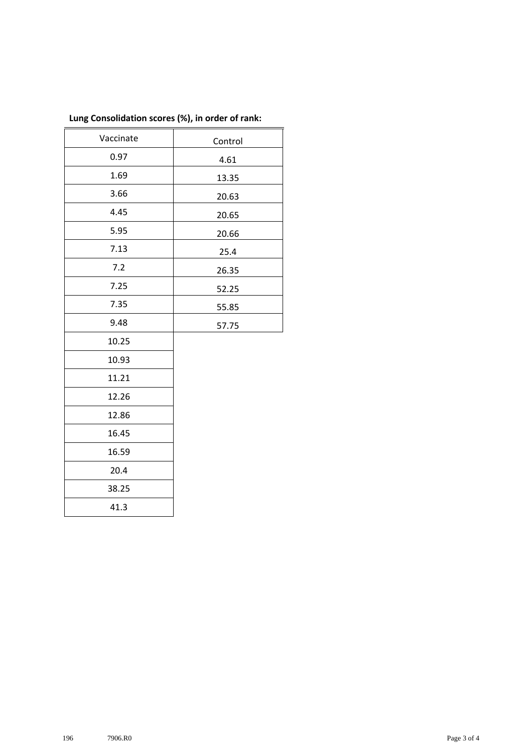**Lung Consolidation scores (%), in order of rank:**

| Vaccinate | Control |
|---|---|
| 0.97 | 4.61 |
| 1.69 | 13.35 |
| 3.66 | 20.63 |
| 4.45 | 20.65 |
| 5.95 | 20.66 |
| 7.13 | 25.4 |
| 7.2 | 26.35 |
| 7.25 | 52.25 |
| 7.35 | 55.85 |
| 9.48 | 57.75 |
| 10.25 | |
| 10.93 | |
| 11.21 | |
| 12.26 | |
| 12.86 | |
| 16.45 | |
| 16.59 | |
| 20.4 | |
| 38.25 | |
| 41.3 | |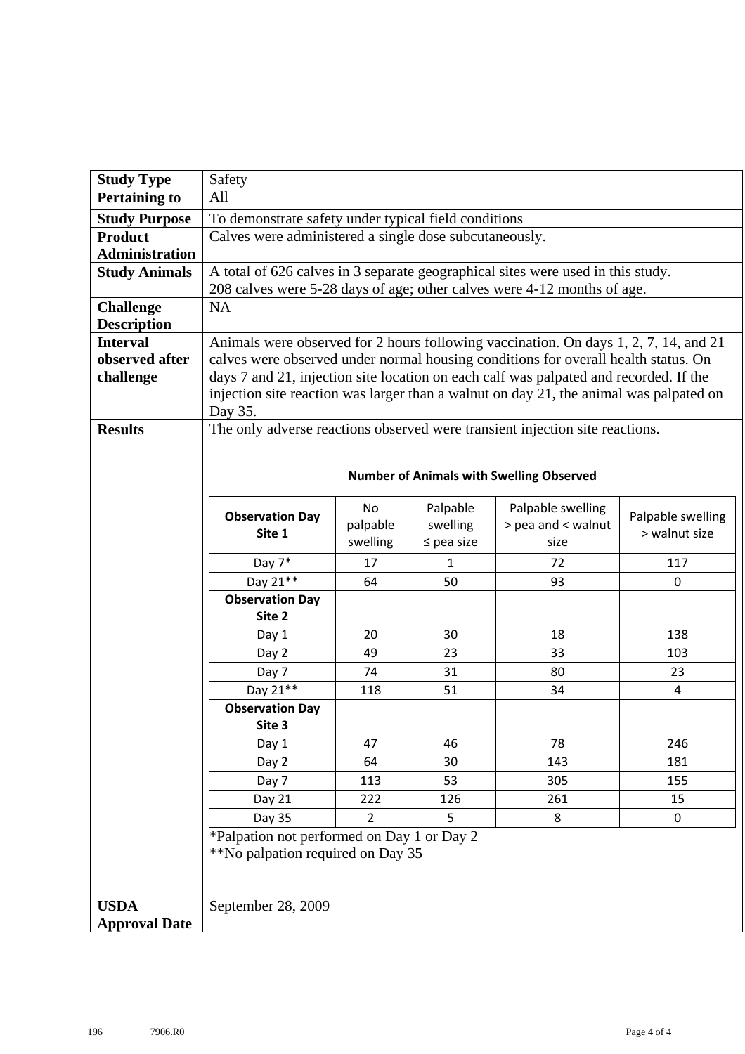| | |
|---|---|
| **Study Type** | Safety |
| **Pertaining to** | All |
| **Study Purpose** | To demonstrate safety under typical field conditions |
| **Product Administration** | Calves were administered a single dose subcutaneously. |
| **Study Animals** | A total of 626 calves in 3 separate geographical sites were used in this study. 208 calves were 5-28 days of age; other calves were 4-12 months of age. |
| **Challenge Description** | NA |
| **Interval observed after challenge** | Animals were observed for 2 hours following vaccination. On days 1, 2, 7, 14, and 21 calves were observed under normal housing conditions for overall health status. On days 7 and 21, injection site location on each calf was palpated and recorded. If the injection site reaction was larger than a walnut on day 21, the animal was palpated on Day 35. |
| **Results** | The only adverse reactions observed were transient injection site reactions. (see table below) |
| **USDA Approval Date** | September 28, 2009 |

**Number of Animals with Swelling Observed**

| Observation Day Site 1 | No palpable swelling | Palpable swelling ≤ pea size | Palpable swelling > pea and < walnut size | Palpable swelling > walnut size |
|---|---|---|---|---|
| Day 7* | 17 | 1 | 72 | 117 |
| Day 21** | 64 | 50 | 93 | 0 |
| **Observation Day Site 2** | | | | |
| Day 1 | 20 | 30 | 18 | 138 |
| Day 2 | 49 | 23 | 33 | 103 |
| Day 7 | 74 | 31 | 80 | 23 |
| Day 21** | 118 | 51 | 34 | 4 |
| **Observation Day Site 3** | | | | |
| Day 1 | 47 | 46 | 78 | 246 |
| Day 2 | 64 | 30 | 143 | 181 |
| Day 7 | 113 | 53 | 305 | 155 |
| Day 21 | 222 | 126 | 261 | 15 |
| Day 35 | 2 | 5 | 8 | 0 |

*Palpation not performed on Day 1 or Day 2
**No palpation required on Day 35

196 7906.R0